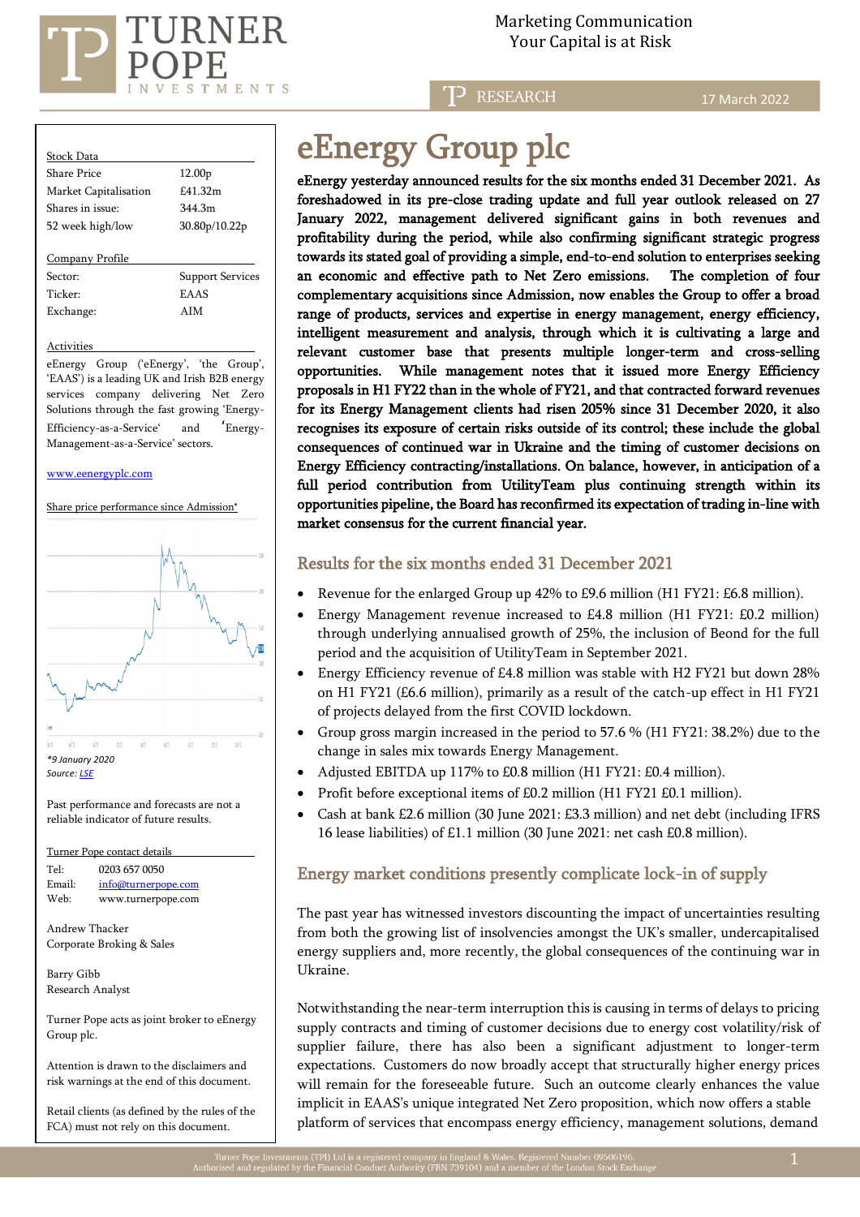Marketing Communication
Your Capital is at Risk

RESEARCH

17 March 2022

| Stock Data | |
|---|---|
| Share Price | 12.00p |
| Market Capitalisation | £41.32m |
| Shares in issue: | 344.3m |
| 52 week high/low | 30.80p/10.22p |

| Company Profile | |
|---|---|
| Sector: | Support Services |
| Ticker: | EAAS |
| Exchange: | AIM |

Activities

eEnergy Group ('eEnergy', 'the Group', 'EAAS') is a leading UK and Irish B2B energy services company delivering Net Zero Solutions through the fast growing 'Energy-Efficiency-as-a-Service' and 'Energy-Management-as-a-Service' sectors.

www.eenergyplc.com

Share price performance since Admission*

*9 January 2020
Source: LSE

Past performance and forecasts are not a reliable indicator of future results.

Turner Pope contact details

Tel: 0203 657 0050
Email: info@turnerpope.com
Web: www.turnerpope.com

Andrew Thacker
Corporate Broking & Sales

Barry Gibb
Research Analyst

Turner Pope acts as joint broker to eEnergy Group plc.

Attention is drawn to the disclaimers and risk warnings at the end of this document.

Retail clients (as defined by the rules of the FCA) must not rely on this document.

# eEnergy Group plc

**eEnergy yesterday announced results for the six months ended 31 December 2021. As foreshadowed in its pre-close trading update and full year outlook released on 27 January 2022, management delivered significant gains in both revenues and profitability during the period, while also confirming significant strategic progress towards its stated goal of providing a simple, end-to-end solution to enterprises seeking an economic and effective path to Net Zero emissions. The completion of four complementary acquisitions since Admission, now enables the Group to offer a broad range of products, services and expertise in energy management, energy efficiency, intelligent measurement and analysis, through which it is cultivating a large and relevant customer base that presents multiple longer-term and cross-selling opportunities. While management notes that it issued more Energy Efficiency proposals in H1 FY22 than in the whole of FY21, and that contracted forward revenues for its Energy Management clients had risen 205% since 31 December 2020, it also recognises its exposure of certain risks outside of its control; these include the global consequences of continued war in Ukraine and the timing of customer decisions on Energy Efficiency contracting/installations. On balance, however, in anticipation of a full period contribution from UtilityTeam plus continuing strength within its opportunities pipeline, the Board has reconfirmed its expectation of trading in-line with market consensus for the current financial year.**

## Results for the six months ended 31 December 2021

- Revenue for the enlarged Group up 42% to £9.6 million (H1 FY21: £6.8 million).
- Energy Management revenue increased to £4.8 million (H1 FY21: £0.2 million) through underlying annualised growth of 25%, the inclusion of Beond for the full period and the acquisition of UtilityTeam in September 2021.
- Energy Efficiency revenue of £4.8 million was stable with H2 FY21 but down 28% on H1 FY21 (£6.6 million), primarily as a result of the catch-up effect in H1 FY21 of projects delayed from the first COVID lockdown.
- Group gross margin increased in the period to 57.6 % (H1 FY21: 38.2%) due to the change in sales mix towards Energy Management.
- Adjusted EBITDA up 117% to £0.8 million (H1 FY21: £0.4 million).
- Profit before exceptional items of £0.2 million (H1 FY21 £0.1 million).
- Cash at bank £2.6 million (30 June 2021: £3.3 million) and net debt (including IFRS 16 lease liabilities) of £1.1 million (30 June 2021: net cash £0.8 million).

## Energy market conditions presently complicate lock-in of supply

The past year has witnessed investors discounting the impact of uncertainties resulting from both the growing list of insolvencies amongst the UK's smaller, undercapitalised energy suppliers and, more recently, the global consequences of the continuing war in Ukraine.

Notwithstanding the near-term interruption this is causing in terms of delays to pricing supply contracts and timing of customer decisions due to energy cost volatility/risk of supplier failure, there has also been a significant adjustment to longer-term expectations. Customers do now broadly accept that structurally higher energy prices will remain for the foreseeable future. Such an outcome clearly enhances the value implicit in EAAS's unique integrated Net Zero proposition, which now offers a stable platform of services that encompass energy efficiency, management solutions, demand

Turner Pope Investments (TPI) Ltd is a registered company in England & Wales. Registered Number 09506196.
Authorised and regulated by the Financial Conduct Authority (FRN 739104) and a member of the London Stock Exchange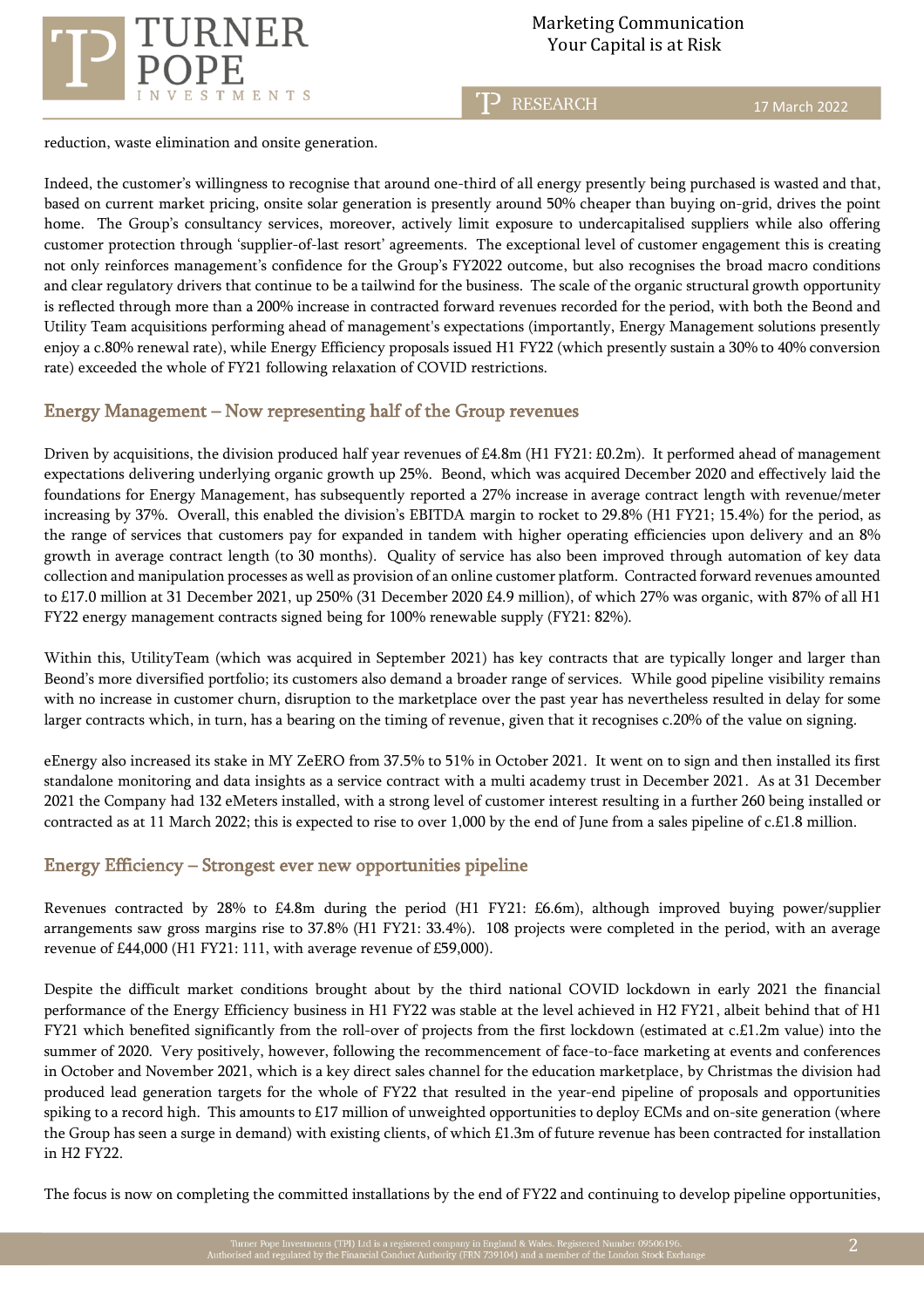reduction, waste elimination and onsite generation.

Indeed, the customer's willingness to recognise that around one-third of all energy presently being purchased is wasted and that, based on current market pricing, onsite solar generation is presently around 50% cheaper than buying on-grid, drives the point home. The Group's consultancy services, moreover, actively limit exposure to undercapitalised suppliers while also offering customer protection through 'supplier-of-last resort' agreements. The exceptional level of customer engagement this is creating not only reinforces management's confidence for the Group's FY2022 outcome, but also recognises the broad macro conditions and clear regulatory drivers that continue to be a tailwind for the business. The scale of the organic structural growth opportunity is reflected through more than a 200% increase in contracted forward revenues recorded for the period, with both the Beond and Utility Team acquisitions performing ahead of management's expectations (importantly, Energy Management solutions presently enjoy a c.80% renewal rate), while Energy Efficiency proposals issued H1 FY22 (which presently sustain a 30% to 40% conversion rate) exceeded the whole of FY21 following relaxation of COVID restrictions.

## Energy Management – Now representing half of the Group revenues

Driven by acquisitions, the division produced half year revenues of £4.8m (H1 FY21: £0.2m). It performed ahead of management expectations delivering underlying organic growth up 25%. Beond, which was acquired December 2020 and effectively laid the foundations for Energy Management, has subsequently reported a 27% increase in average contract length with revenue/meter increasing by 37%. Overall, this enabled the division's EBITDA margin to rocket to 29.8% (H1 FY21; 15.4%) for the period, as the range of services that customers pay for expanded in tandem with higher operating efficiencies upon delivery and an 8% growth in average contract length (to 30 months). Quality of service has also been improved through automation of key data collection and manipulation processes as well as provision of an online customer platform. Contracted forward revenues amounted to £17.0 million at 31 December 2021, up 250% (31 December 2020 £4.9 million), of which 27% was organic, with 87% of all H1 FY22 energy management contracts signed being for 100% renewable supply (FY21: 82%).

Within this, UtilityTeam (which was acquired in September 2021) has key contracts that are typically longer and larger than Beond's more diversified portfolio; its customers also demand a broader range of services. While good pipeline visibility remains with no increase in customer churn, disruption to the marketplace over the past year has nevertheless resulted in delay for some larger contracts which, in turn, has a bearing on the timing of revenue, given that it recognises c.20% of the value on signing.

eEnergy also increased its stake in MY ZeERO from 37.5% to 51% in October 2021. It went on to sign and then installed its first standalone monitoring and data insights as a service contract with a multi academy trust in December 2021. As at 31 December 2021 the Company had 132 eMeters installed, with a strong level of customer interest resulting in a further 260 being installed or contracted as at 11 March 2022; this is expected to rise to over 1,000 by the end of June from a sales pipeline of c.£1.8 million.

## Energy Efficiency – Strongest ever new opportunities pipeline

Revenues contracted by 28% to £4.8m during the period (H1 FY21: £6.6m), although improved buying power/supplier arrangements saw gross margins rise to 37.8% (H1 FY21: 33.4%). 108 projects were completed in the period, with an average revenue of £44,000 (H1 FY21: 111, with average revenue of £59,000).

Despite the difficult market conditions brought about by the third national COVID lockdown in early 2021 the financial performance of the Energy Efficiency business in H1 FY22 was stable at the level achieved in H2 FY21, albeit behind that of H1 FY21 which benefited significantly from the roll-over of projects from the first lockdown (estimated at c.£1.2m value) into the summer of 2020. Very positively, however, following the recommencement of face-to-face marketing at events and conferences in October and November 2021, which is a key direct sales channel for the education marketplace, by Christmas the division had produced lead generation targets for the whole of FY22 that resulted in the year-end pipeline of proposals and opportunities spiking to a record high. This amounts to £17 million of unweighted opportunities to deploy ECMs and on-site generation (where the Group has seen a surge in demand) with existing clients, of which £1.3m of future revenue has been contracted for installation in H2 FY22.

The focus is now on completing the committed installations by the end of FY22 and continuing to develop pipeline opportunities,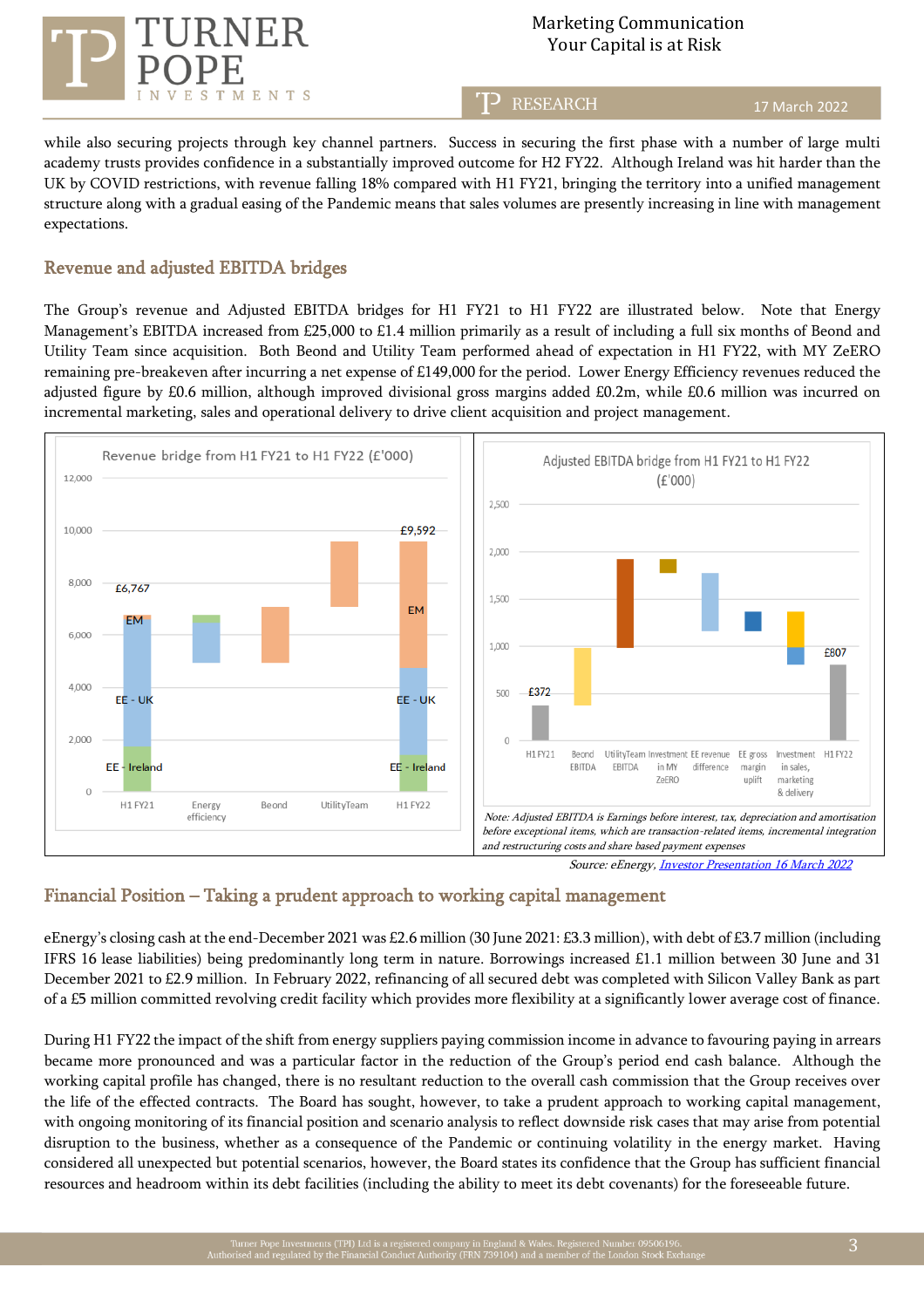while also securing projects through key channel partners. Success in securing the first phase with a number of large multi academy trusts provides confidence in a substantially improved outcome for H2 FY22. Although Ireland was hit harder than the UK by COVID restrictions, with revenue falling 18% compared with H1 FY21, bringing the territory into a unified management structure along with a gradual easing of the Pandemic means that sales volumes are presently increasing in line with management expectations.

## Revenue and adjusted EBITDA bridges

The Group's revenue and Adjusted EBITDA bridges for H1 FY21 to H1 FY22 are illustrated below. Note that Energy Management's EBITDA increased from £25,000 to £1.4 million primarily as a result of including a full six months of Beond and Utility Team since acquisition. Both Beond and Utility Team performed ahead of expectation in H1 FY22, with MY ZeERO remaining pre-breakeven after incurring a net expense of £149,000 for the period. Lower Energy Efficiency revenues reduced the adjusted figure by £0.6 million, although improved divisional gross margins added £0.2m, while £0.6 million was incurred on incremental marketing, sales and operational delivery to drive client acquisition and project management.

Revenue bridge from H1 FY21 to H1 FY22 (£'000)

Adjusted EBITDA bridge from H1 FY21 to H1 FY22 (£'000)

*Note: Adjusted EBITDA is Earnings before interest, tax, depreciation and amortisation before exceptional items, which are transaction-related items, incremental integration and restructuring costs and share based payment expenses*

*Source: eEnergy, Investor Presentation 16 March 2022*

## Financial Position – Taking a prudent approach to working capital management

eEnergy's closing cash at the end-December 2021 was £2.6 million (30 June 2021: £3.3 million), with debt of £3.7 million (including IFRS 16 lease liabilities) being predominantly long term in nature. Borrowings increased £1.1 million between 30 June and 31 December 2021 to £2.9 million. In February 2022, refinancing of all secured debt was completed with Silicon Valley Bank as part of a £5 million committed revolving credit facility which provides more flexibility at a significantly lower average cost of finance.

During H1 FY22 the impact of the shift from energy suppliers paying commission income in advance to favouring paying in arrears became more pronounced and was a particular factor in the reduction of the Group's period end cash balance. Although the working capital profile has changed, there is no resultant reduction to the overall cash commission that the Group receives over the life of the effected contracts. The Board has sought, however, to take a prudent approach to working capital management, with ongoing monitoring of its financial position and scenario analysis to reflect downside risk cases that may arise from potential disruption to the business, whether as a consequence of the Pandemic or continuing volatility in the energy market. Having considered all unexpected but potential scenarios, however, the Board states its confidence that the Group has sufficient financial resources and headroom within its debt facilities (including the ability to meet its debt covenants) for the foreseeable future.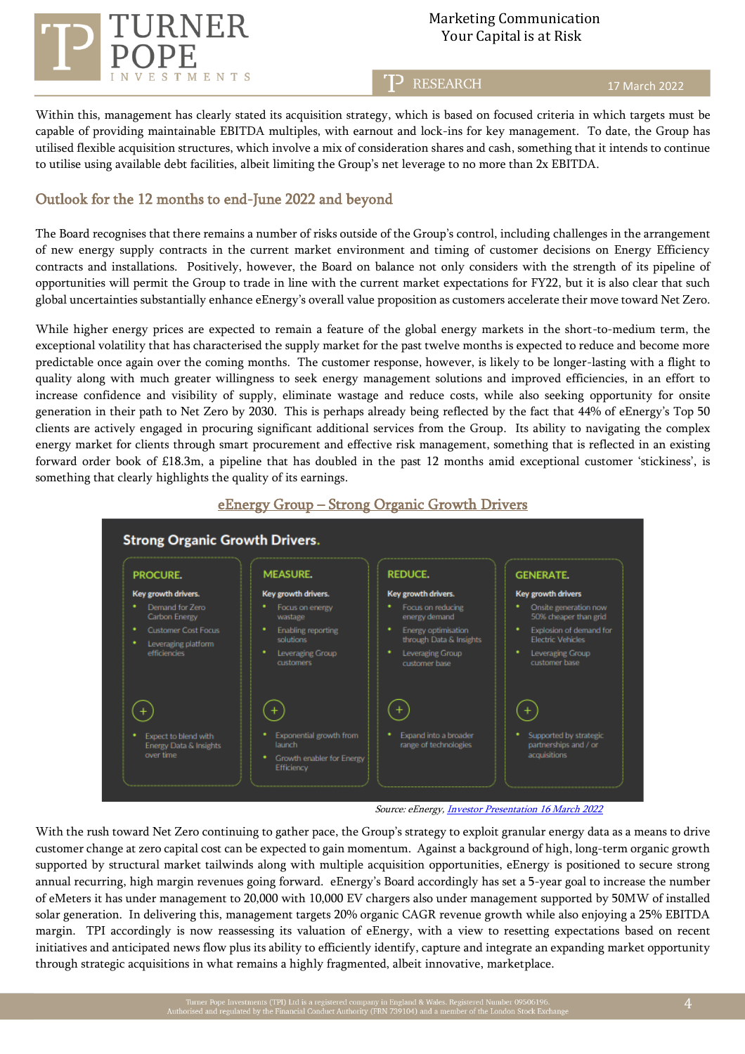Within this, management has clearly stated its acquisition strategy, which is based on focused criteria in which targets must be capable of providing maintainable EBITDA multiples, with earnout and lock-ins for key management. To date, the Group has utilised flexible acquisition structures, which involve a mix of consideration shares and cash, something that it intends to continue to utilise using available debt facilities, albeit limiting the Group's net leverage to no more than 2x EBITDA.

## Outlook for the 12 months to end-June 2022 and beyond

The Board recognises that there remains a number of risks outside of the Group's control, including challenges in the arrangement of new energy supply contracts in the current market environment and timing of customer decisions on Energy Efficiency contracts and installations. Positively, however, the Board on balance not only considers with the strength of its pipeline of opportunities will permit the Group to trade in line with the current market expectations for FY22, but it is also clear that such global uncertainties substantially enhance eEnergy's overall value proposition as customers accelerate their move toward Net Zero.

While higher energy prices are expected to remain a feature of the global energy markets in the short-to-medium term, the exceptional volatility that has characterised the supply market for the past twelve months is expected to reduce and become more predictable once again over the coming months. The customer response, however, is likely to be longer-lasting with a flight to quality along with much greater willingness to seek energy management solutions and improved efficiencies, in an effort to increase confidence and visibility of supply, eliminate wastage and reduce costs, while also seeking opportunity for onsite generation in their path to Net Zero by 2030. This is perhaps already being reflected by the fact that 44% of eEnergy's Top 50 clients are actively engaged in procuring significant additional services from the Group. Its ability to navigating the complex energy market for clients through smart procurement and effective risk management, something that is reflected in an existing forward order book of £18.3m, a pipeline that has doubled in the past 12 months amid exceptional customer 'stickiness', is something that clearly highlights the quality of its earnings.

**eEnergy Group – Strong Organic Growth Drivers**

**Strong Organic Growth Drivers.**

| PROCURE. | MEASURE. | REDUCE. | GENERATE. |
|---|---|---|---|
| **Key growth drivers.** | **Key growth drivers.** | **Key growth drivers.** | **Key growth drivers** |
| • Demand for Zero Carbon Energy<br>• Customer Cost Focus<br>• Leveraging platform efficiencies | • Focus on energy wastage<br>• Enabling reporting solutions<br>• Leveraging Group customers | • Focus on reducing energy demand<br>• Energy optimisation through Data & Insights<br>• Leveraging Group customer base | • Onsite generation now 50% cheaper than grid<br>• Explosion of demand for Electric Vehicles<br>• Leveraging Group customer base |
| + | + | + | + |
| • Expect to blend with Energy Data & Insights over time | • Exponential growth from launch<br>• Growth enabler for Energy Efficiency | • Expand into a broader range of technologies | • Supported by strategic partnerships and / or acquisitions |

*Source: eEnergy, Investor Presentation 16 March 2022*

With the rush toward Net Zero continuing to gather pace, the Group's strategy to exploit granular energy data as a means to drive customer change at zero capital cost can be expected to gain momentum. Against a background of high, long-term organic growth supported by structural market tailwinds along with multiple acquisition opportunities, eEnergy is positioned to secure strong annual recurring, high margin revenues going forward. eEnergy's Board accordingly has set a 5-year goal to increase the number of eMeters it has under management to 20,000 with 10,000 EV chargers also under management supported by 50MW of installed solar generation. In delivering this, management targets 20% organic CAGR revenue growth while also enjoying a 25% EBITDA margin. TPI accordingly is now reassessing its valuation of eEnergy, with a view to resetting expectations based on recent initiatives and anticipated news flow plus its ability to efficiently identify, capture and integrate an expanding market opportunity through strategic acquisitions in what remains a highly fragmented, albeit innovative, marketplace.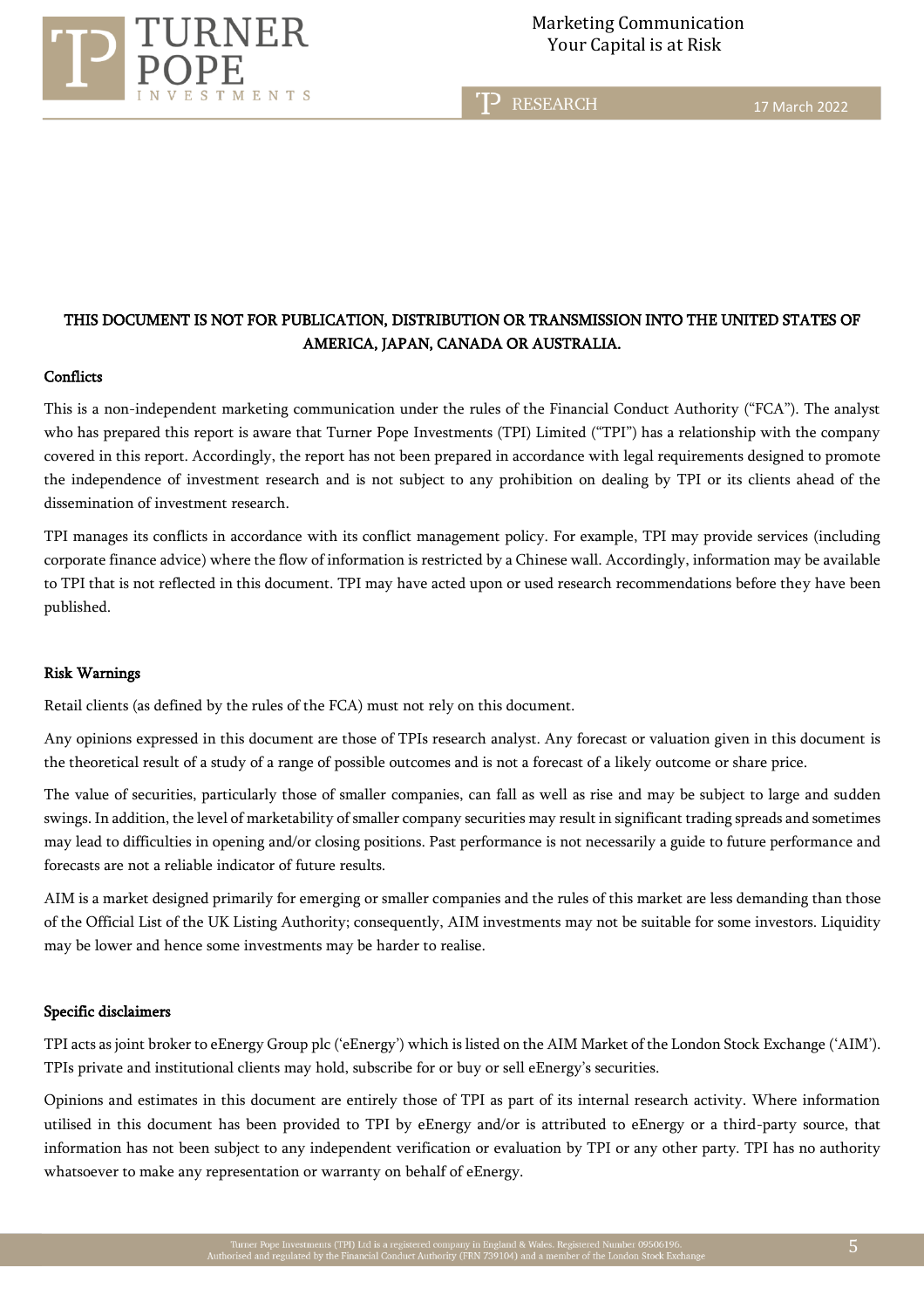**THIS DOCUMENT IS NOT FOR PUBLICATION, DISTRIBUTION OR TRANSMISSION INTO THE UNITED STATES OF AMERICA, JAPAN, CANADA OR AUSTRALIA.**

## Conflicts

This is a non-independent marketing communication under the rules of the Financial Conduct Authority ("FCA"). The analyst who has prepared this report is aware that Turner Pope Investments (TPI) Limited ("TPI") has a relationship with the company covered in this report. Accordingly, the report has not been prepared in accordance with legal requirements designed to promote the independence of investment research and is not subject to any prohibition on dealing by TPI or its clients ahead of the dissemination of investment research.

TPI manages its conflicts in accordance with its conflict management policy. For example, TPI may provide services (including corporate finance advice) where the flow of information is restricted by a Chinese wall. Accordingly, information may be available to TPI that is not reflected in this document. TPI may have acted upon or used research recommendations before they have been published.

## Risk Warnings

Retail clients (as defined by the rules of the FCA) must not rely on this document.

Any opinions expressed in this document are those of TPIs research analyst. Any forecast or valuation given in this document is the theoretical result of a study of a range of possible outcomes and is not a forecast of a likely outcome or share price.

The value of securities, particularly those of smaller companies, can fall as well as rise and may be subject to large and sudden swings. In addition, the level of marketability of smaller company securities may result in significant trading spreads and sometimes may lead to difficulties in opening and/or closing positions. Past performance is not necessarily a guide to future performance and forecasts are not a reliable indicator of future results.

AIM is a market designed primarily for emerging or smaller companies and the rules of this market are less demanding than those of the Official List of the UK Listing Authority; consequently, AIM investments may not be suitable for some investors. Liquidity may be lower and hence some investments may be harder to realise.

## Specific disclaimers

TPI acts as joint broker to eEnergy Group plc ('eEnergy') which is listed on the AIM Market of the London Stock Exchange ('AIM'). TPIs private and institutional clients may hold, subscribe for or buy or sell eEnergy's securities.

Opinions and estimates in this document are entirely those of TPI as part of its internal research activity. Where information utilised in this document has been provided to TPI by eEnergy and/or is attributed to eEnergy or a third-party source, that information has not been subject to any independent verification or evaluation by TPI or any other party. TPI has no authority whatsoever to make any representation or warranty on behalf of eEnergy.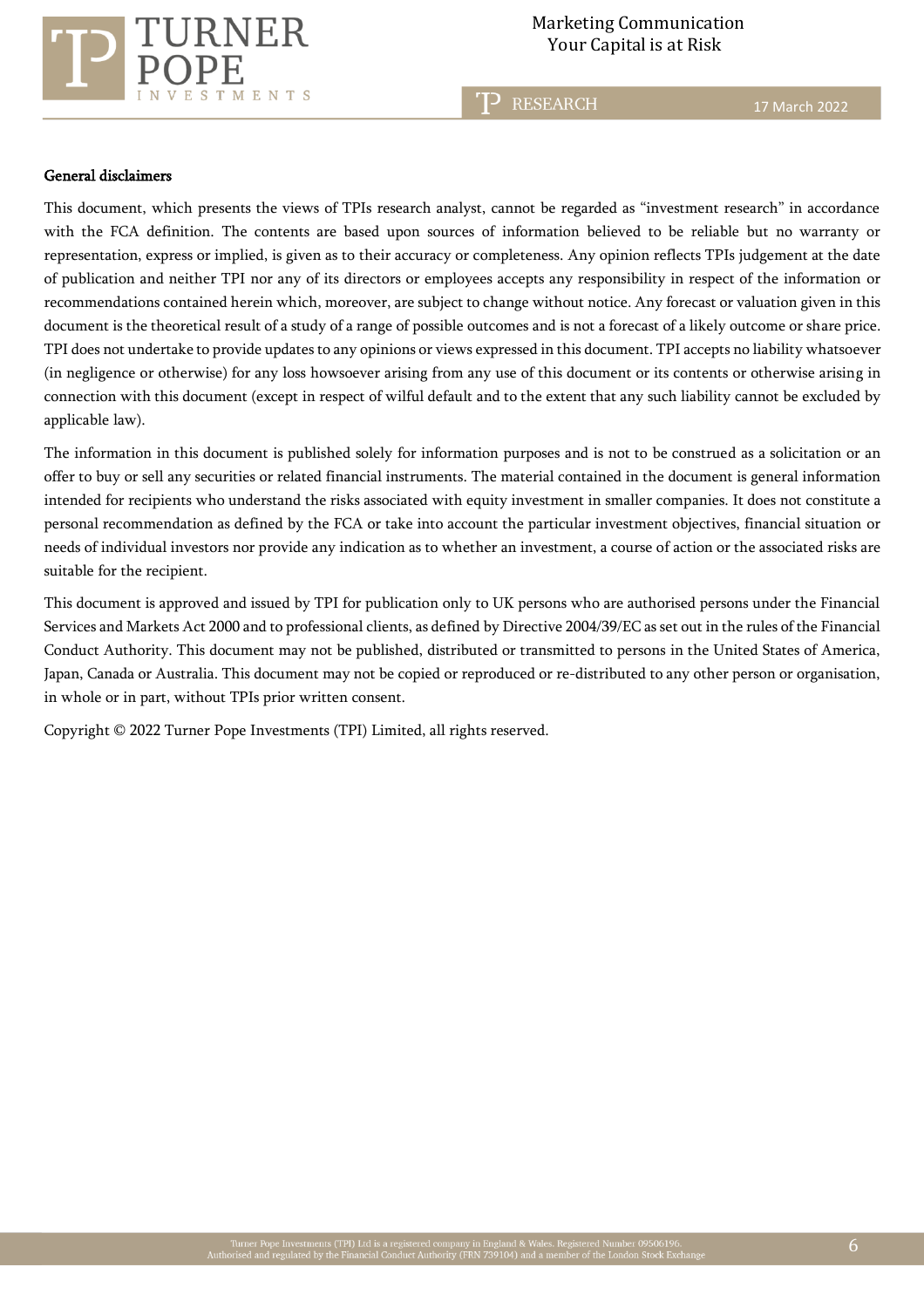## General disclaimers

This document, which presents the views of TPIs research analyst, cannot be regarded as "investment research" in accordance with the FCA definition. The contents are based upon sources of information believed to be reliable but no warranty or representation, express or implied, is given as to their accuracy or completeness. Any opinion reflects TPIs judgement at the date of publication and neither TPI nor any of its directors or employees accepts any responsibility in respect of the information or recommendations contained herein which, moreover, are subject to change without notice. Any forecast or valuation given in this document is the theoretical result of a study of a range of possible outcomes and is not a forecast of a likely outcome or share price. TPI does not undertake to provide updates to any opinions or views expressed in this document. TPI accepts no liability whatsoever (in negligence or otherwise) for any loss howsoever arising from any use of this document or its contents or otherwise arising in connection with this document (except in respect of wilful default and to the extent that any such liability cannot be excluded by applicable law).

The information in this document is published solely for information purposes and is not to be construed as a solicitation or an offer to buy or sell any securities or related financial instruments. The material contained in the document is general information intended for recipients who understand the risks associated with equity investment in smaller companies. It does not constitute a personal recommendation as defined by the FCA or take into account the particular investment objectives, financial situation or needs of individual investors nor provide any indication as to whether an investment, a course of action or the associated risks are suitable for the recipient.

This document is approved and issued by TPI for publication only to UK persons who are authorised persons under the Financial Services and Markets Act 2000 and to professional clients, as defined by Directive 2004/39/EC as set out in the rules of the Financial Conduct Authority. This document may not be published, distributed or transmitted to persons in the United States of America, Japan, Canada or Australia. This document may not be copied or reproduced or re-distributed to any other person or organisation, in whole or in part, without TPIs prior written consent.

Copyright © 2022 Turner Pope Investments (TPI) Limited, all rights reserved.